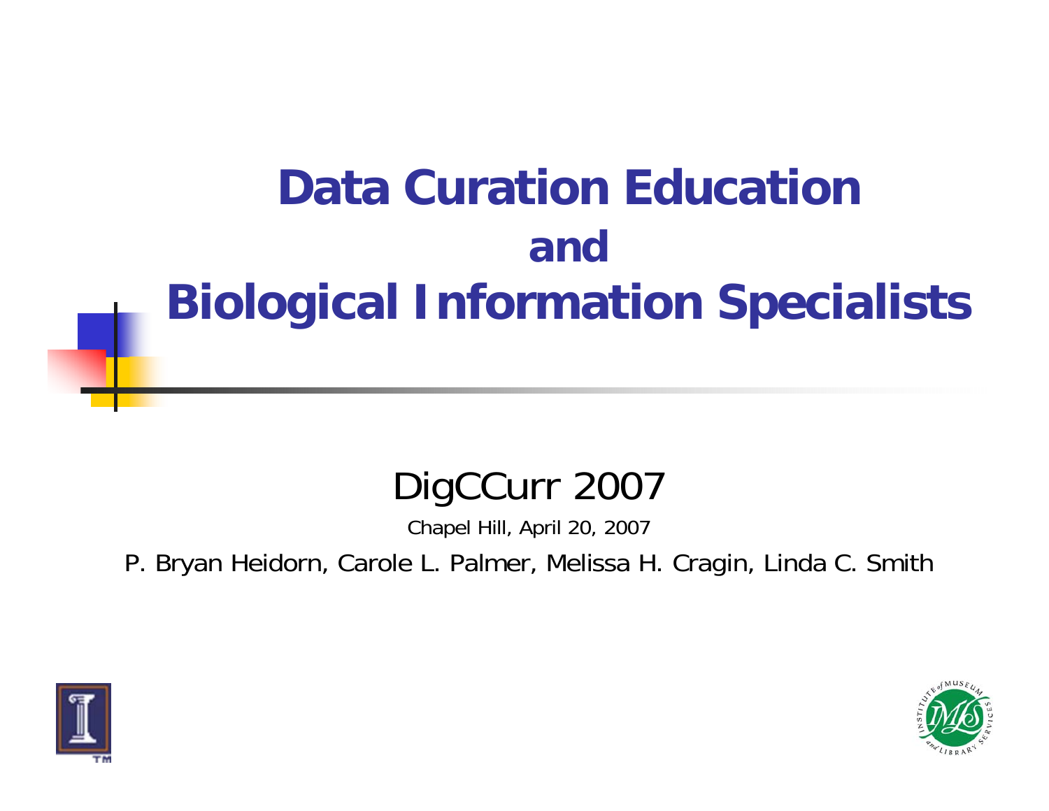# Data Curation Education and Biological Information Specialists

DigCCurr 2007

Chapel Hill, April 20, 2007

P. Bryan Heidorn, Carole L. Palmer, Melissa H. Cragin, Linda C. Smith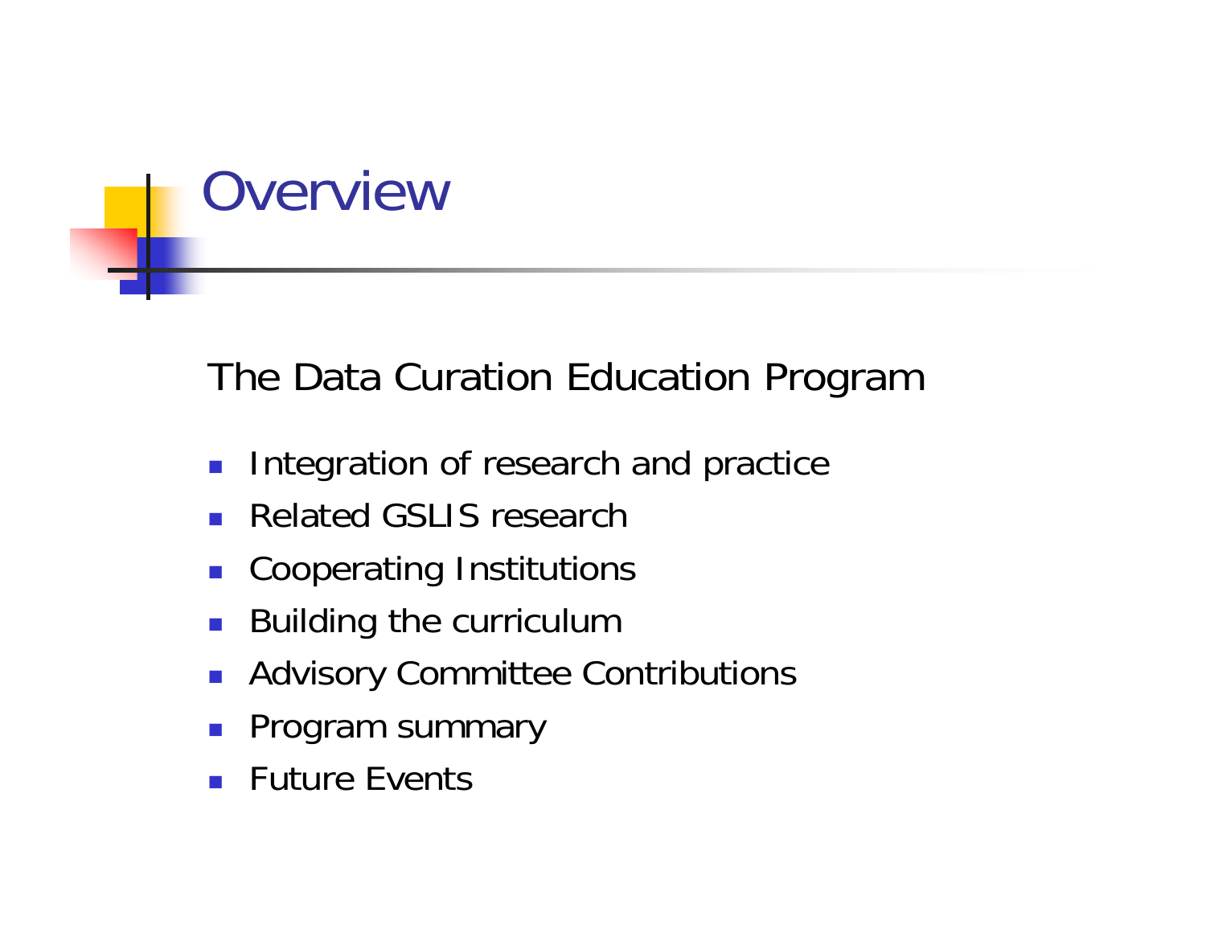# Overview

The Data Curation Education Program

- Integration of research and practice
- Related GSLIS research
- Cooperating Institutions
- Building the curriculum
- Advisory Committee Contributions
- Program summary
- Future Events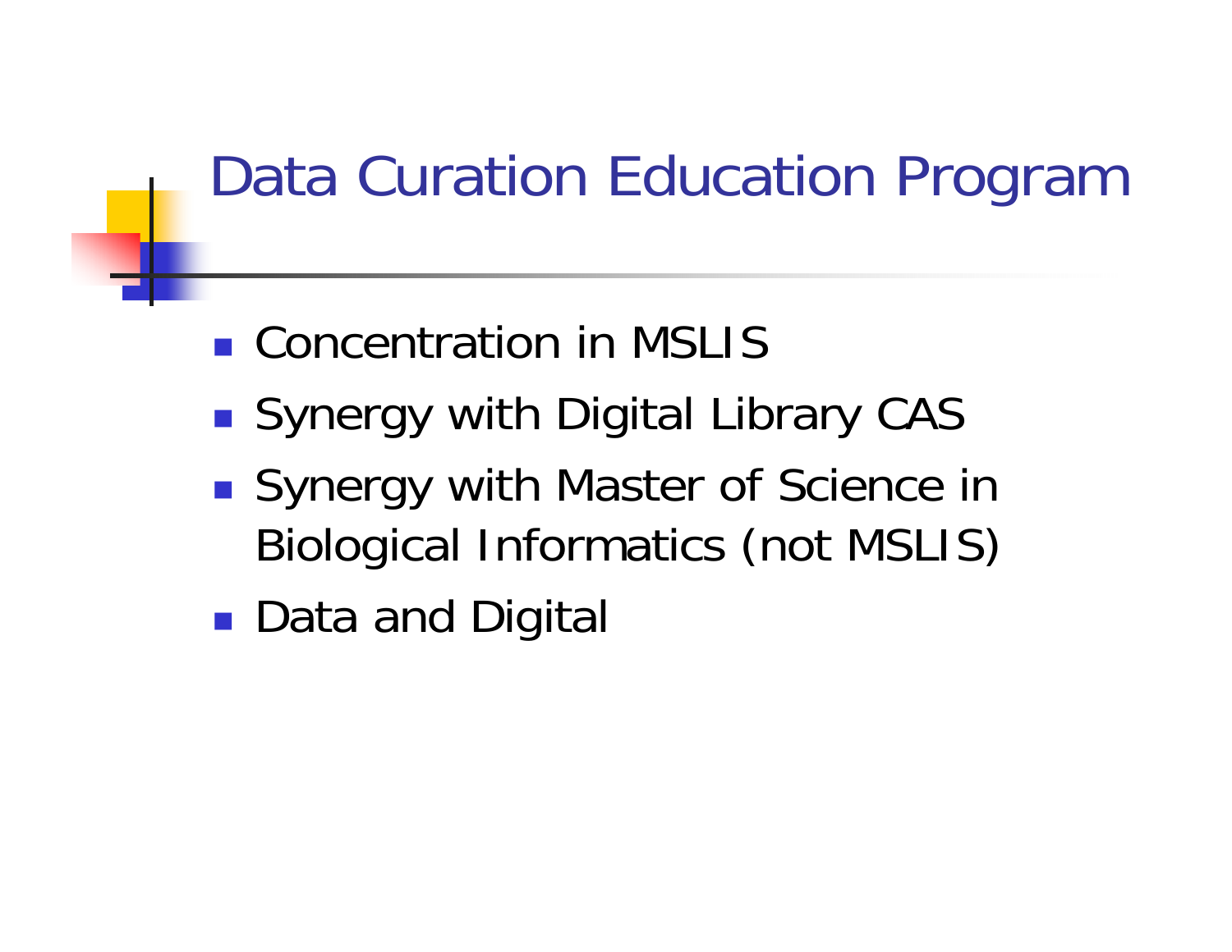# Data Curation Education Program

- Concentration in MSLIS
- Synergy with Digital Library CAS
- Synergy with Master of Science in Biological Informatics (not MSLIS)
- Data and Digital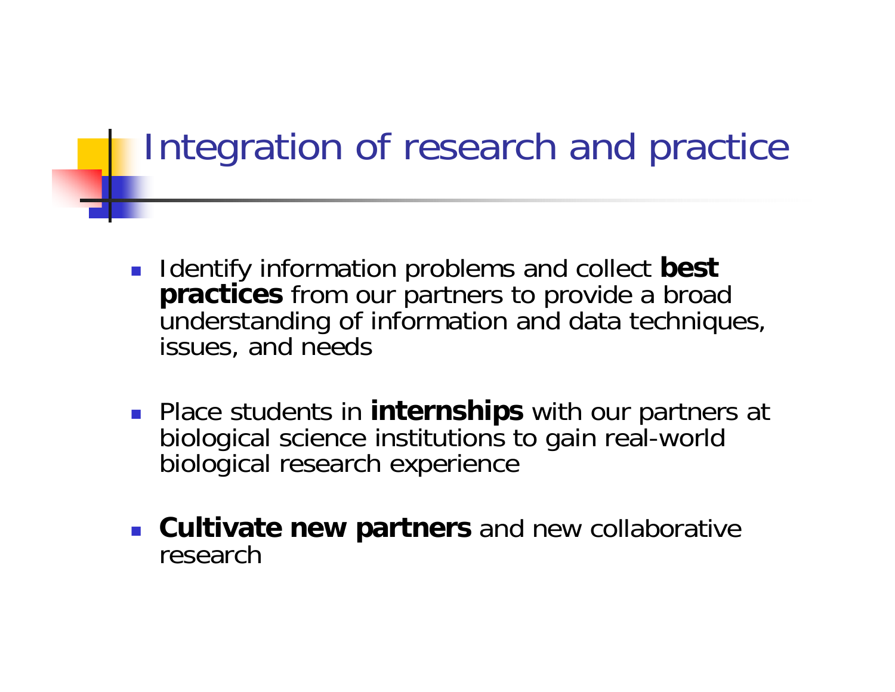# Integration of research and practice

- Identify information problems and collect **best practices** from our partners to provide a broad understanding of information and data techniques, issues, and needs
- Place students in **internships** with our partners at biological science institutions to gain real-world biological research experience
- **Cultivate new partners** and new collaborative research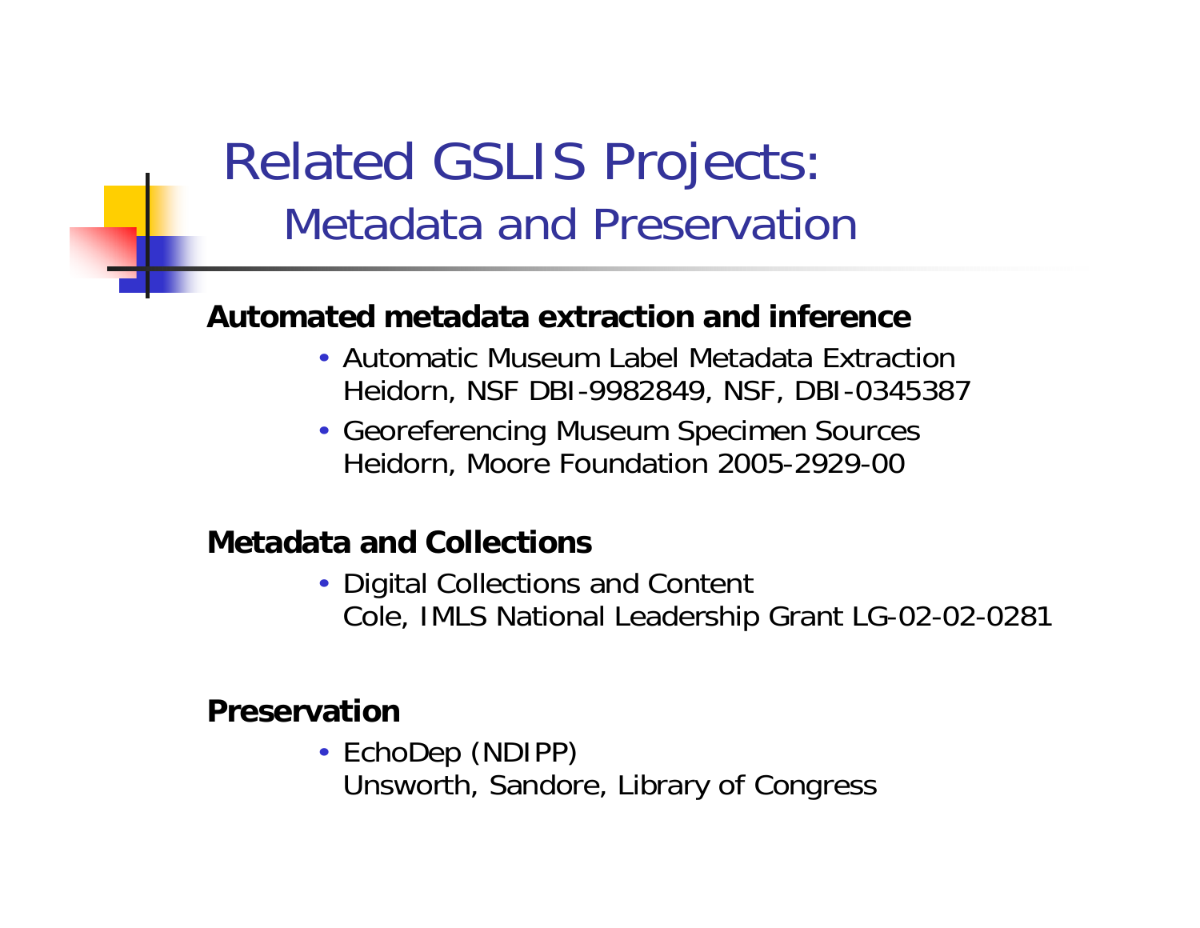# Related GSLIS Projects:

## Metadata and Preservation

**Automated metadata extraction and inference**

- Automatic Museum Label Metadata Extraction
  Heidorn, NSF DBI-9982849, NSF, DBI-0345387
- Georeferencing Museum Specimen Sources
  Heidorn, Moore Foundation 2005-2929-00

**Metadata and Collections**

- Digital Collections and Content
  Cole, IMLS National Leadership Grant LG-02-02-0281

**Preservation**

- EchoDep (NDIPP)
  Unsworth, Sandore, Library of Congress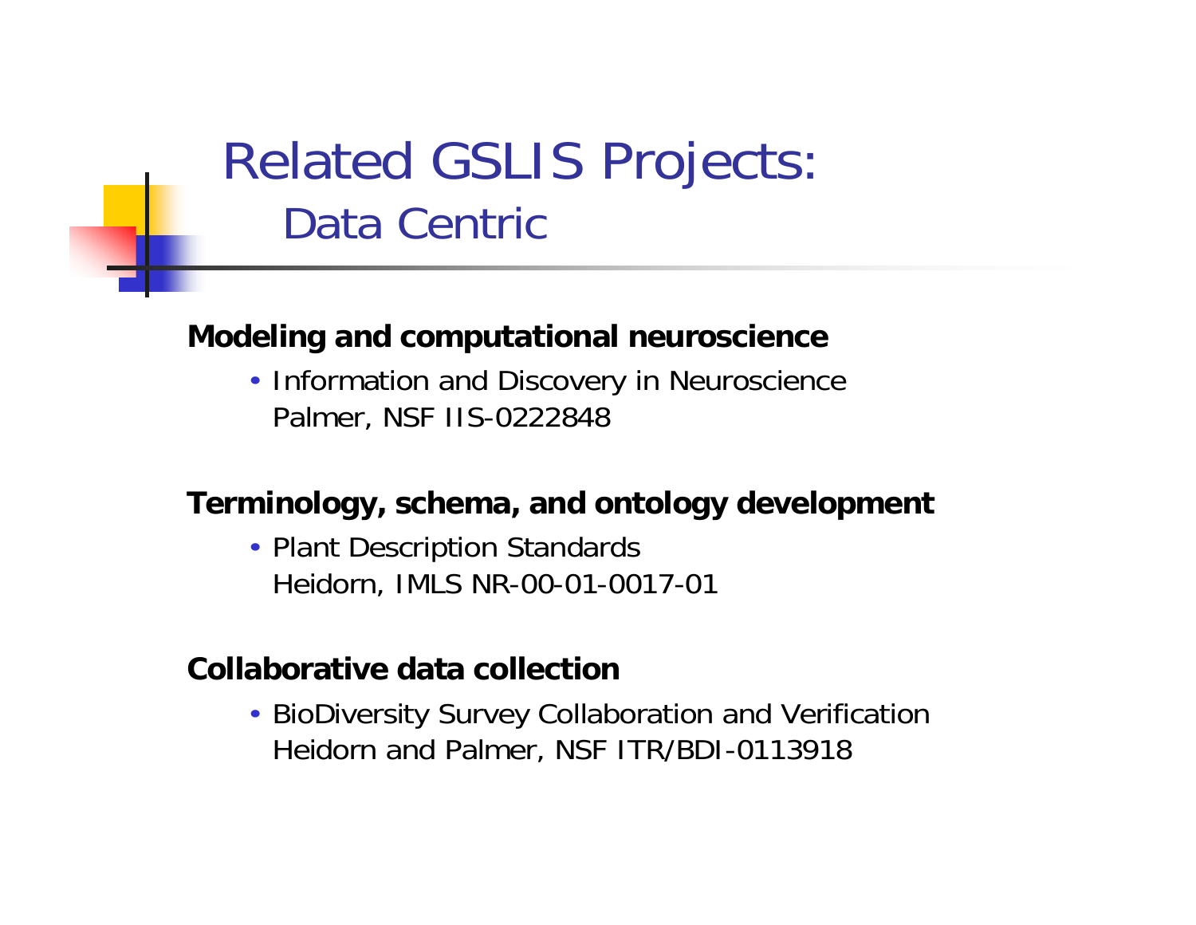# Related GSLIS Projects:
## Data Centric

**Modeling and computational neuroscience**

- Information and Discovery in Neuroscience
  Palmer, NSF IIS-0222848

**Terminology, schema, and ontology development**

- Plant Description Standards
  Heidorn, IMLS NR-00-01-0017-01

**Collaborative data collection**

- BioDiversity Survey Collaboration and Verification
  Heidorn and Palmer, NSF ITR/BDI-0113918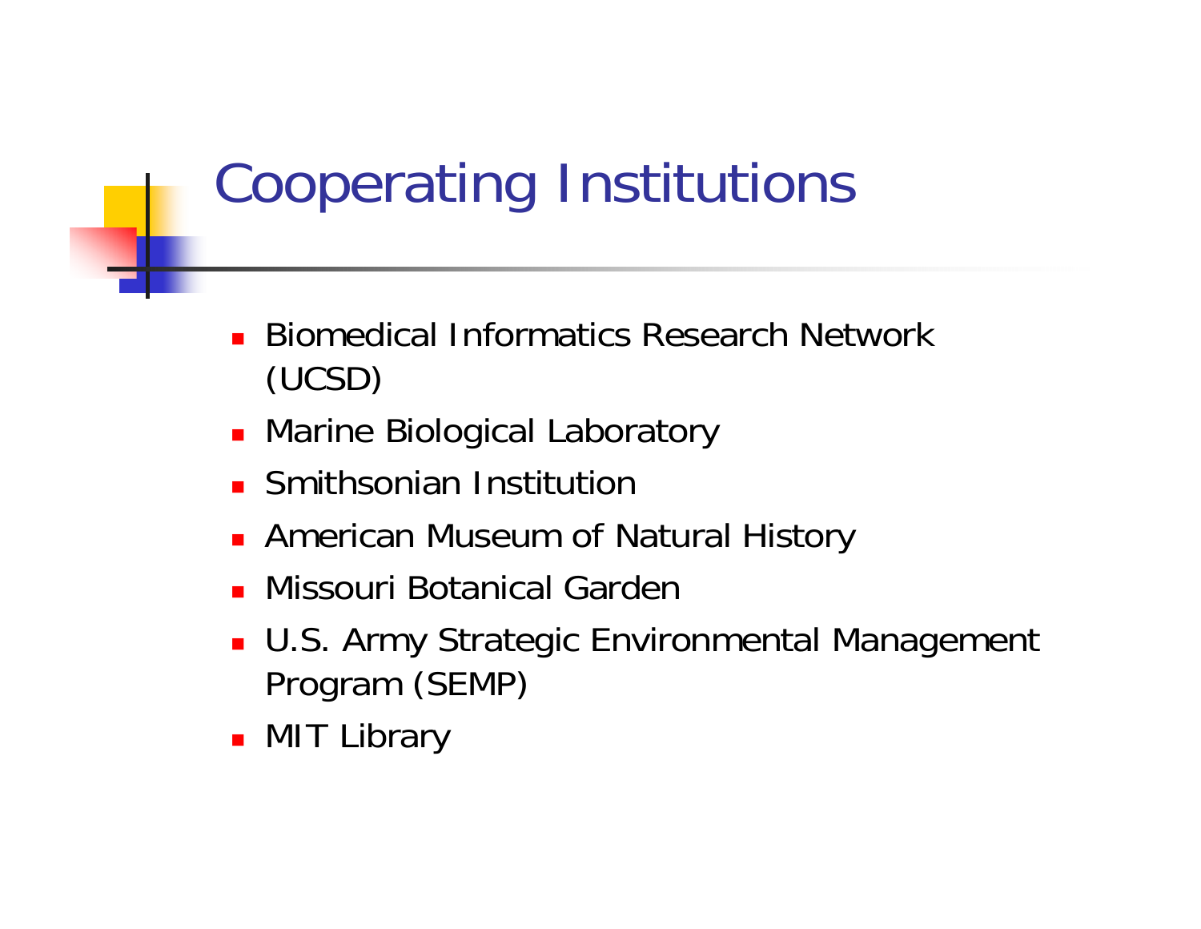# Cooperating Institutions

- Biomedical Informatics Research Network (UCSD)
- Marine Biological Laboratory
- Smithsonian Institution
- American Museum of Natural History
- Missouri Botanical Garden
- U.S. Army Strategic Environmental Management Program (SEMP)
- MIT Library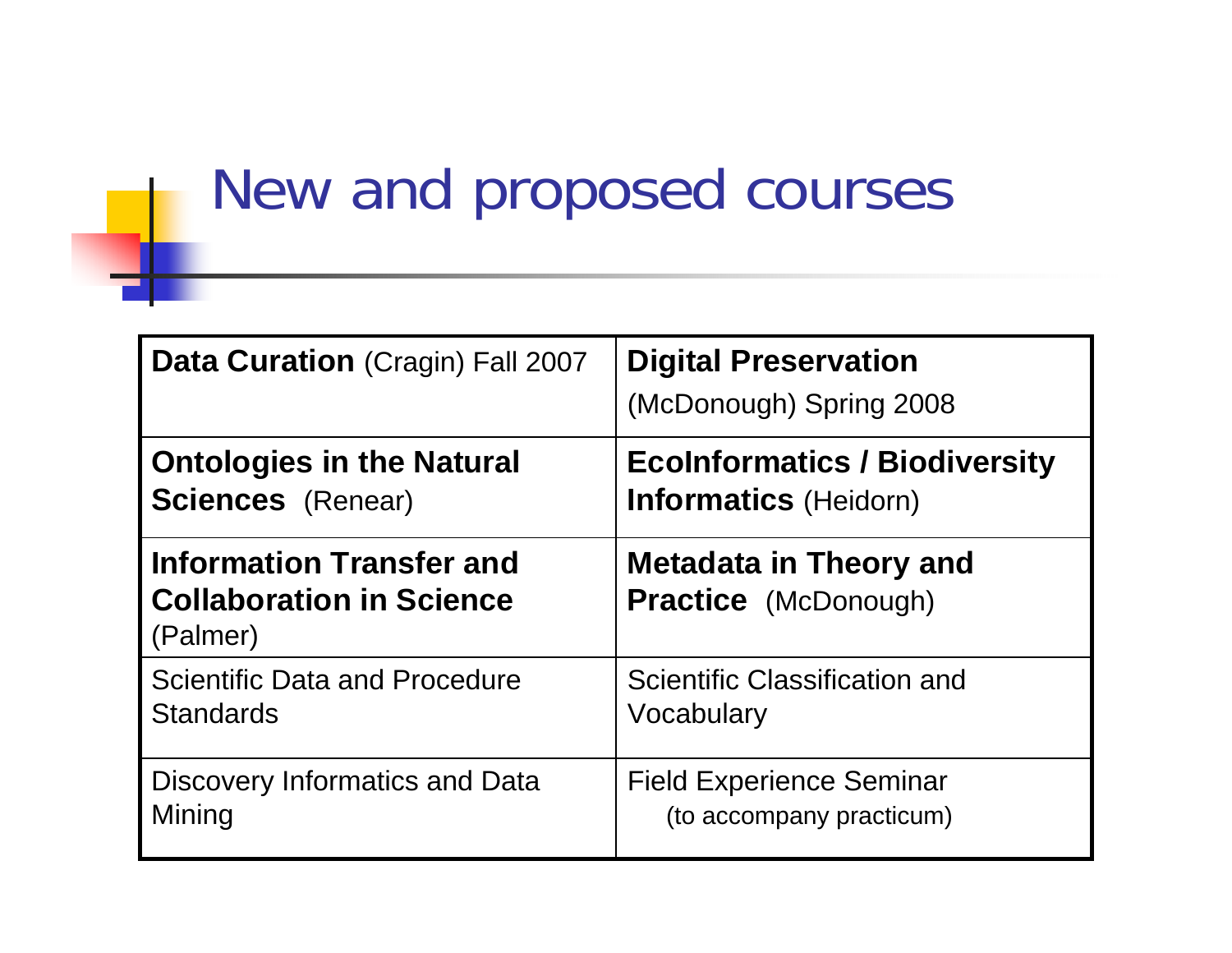# New and proposed courses

| | |
|---|---|
| **Data Curation** (Cragin) Fall 2007 | **Digital Preservation** (McDonough) Spring 2008 |
| **Ontologies in the Natural Sciences** (Renear) | **EcoInformatics / Biodiversity Informatics** (Heidorn) |
| **Information Transfer and Collaboration in Science** (Palmer) | **Metadata in Theory and Practice** (McDonough) |
| Scientific Data and Procedure Standards | Scientific Classification and Vocabulary |
| Discovery Informatics and Data Mining | Field Experience Seminar (to accompany practicum) |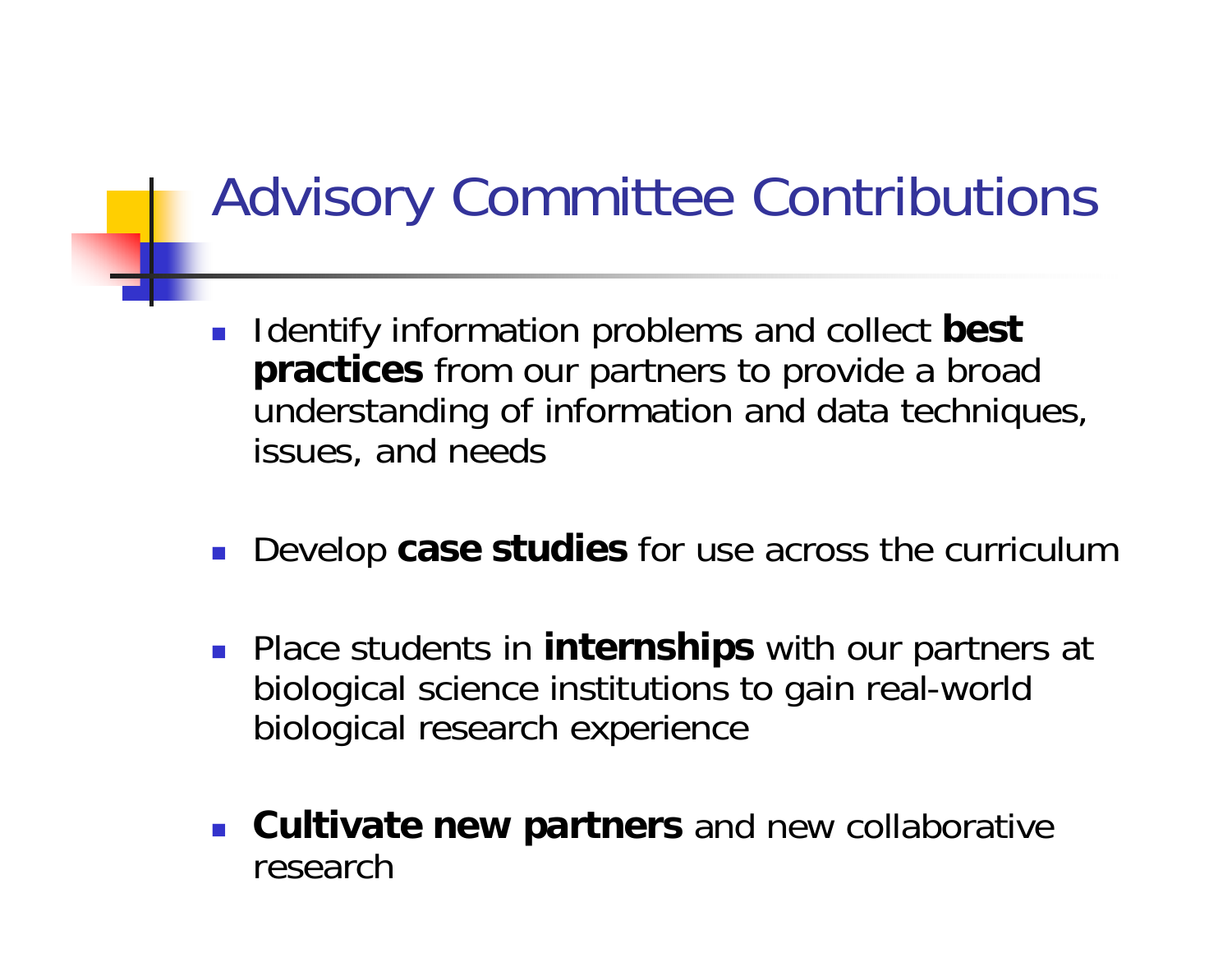# Advisory Committee Contributions

- Identify information problems and collect **best practices** from our partners to provide a broad understanding of information and data techniques, issues, and needs
- Develop **case studies** for use across the curriculum
- Place students in **internships** with our partners at biological science institutions to gain real-world biological research experience
- **Cultivate new partners** and new collaborative research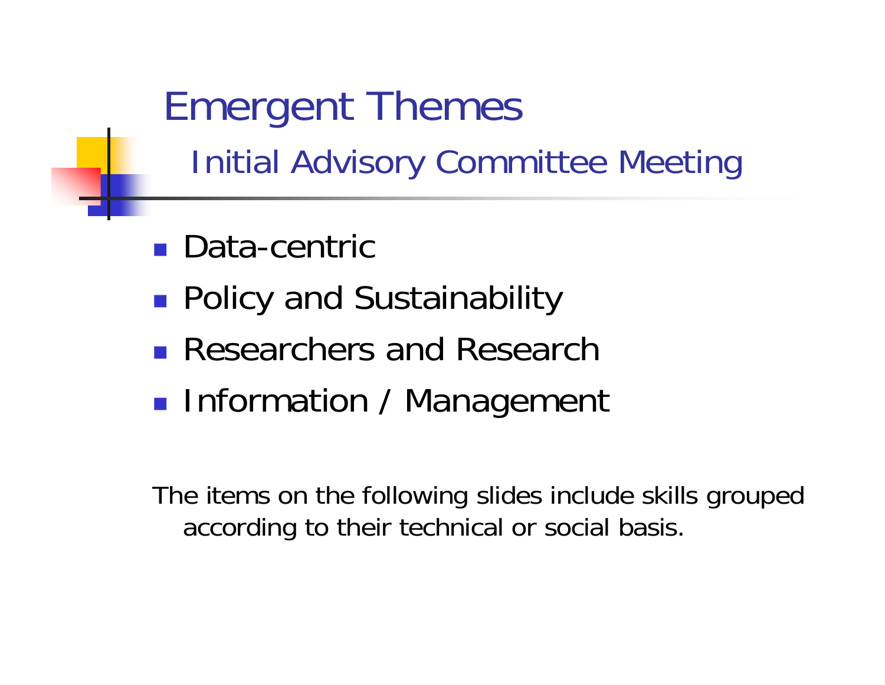# Emergent Themes

## Initial Advisory Committee Meeting

- Data-centric
- Policy and Sustainability
- Researchers and Research
- Information / Management

The items on the following slides include skills grouped according to their technical or social basis.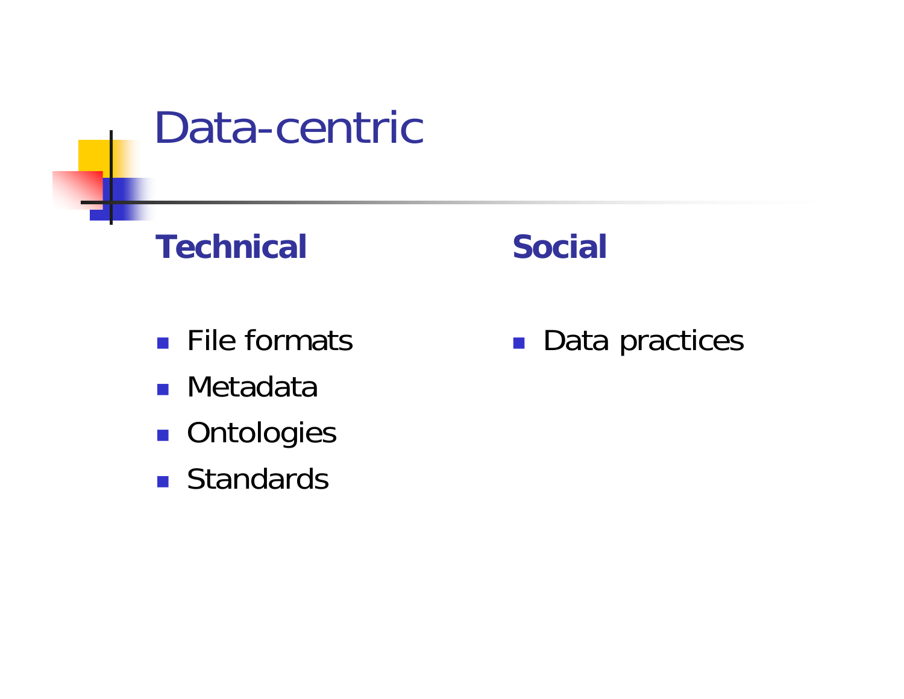# Data-centric

**Technical**

- File formats
- Metadata
- Ontologies
- Standards

**Social**

- Data practices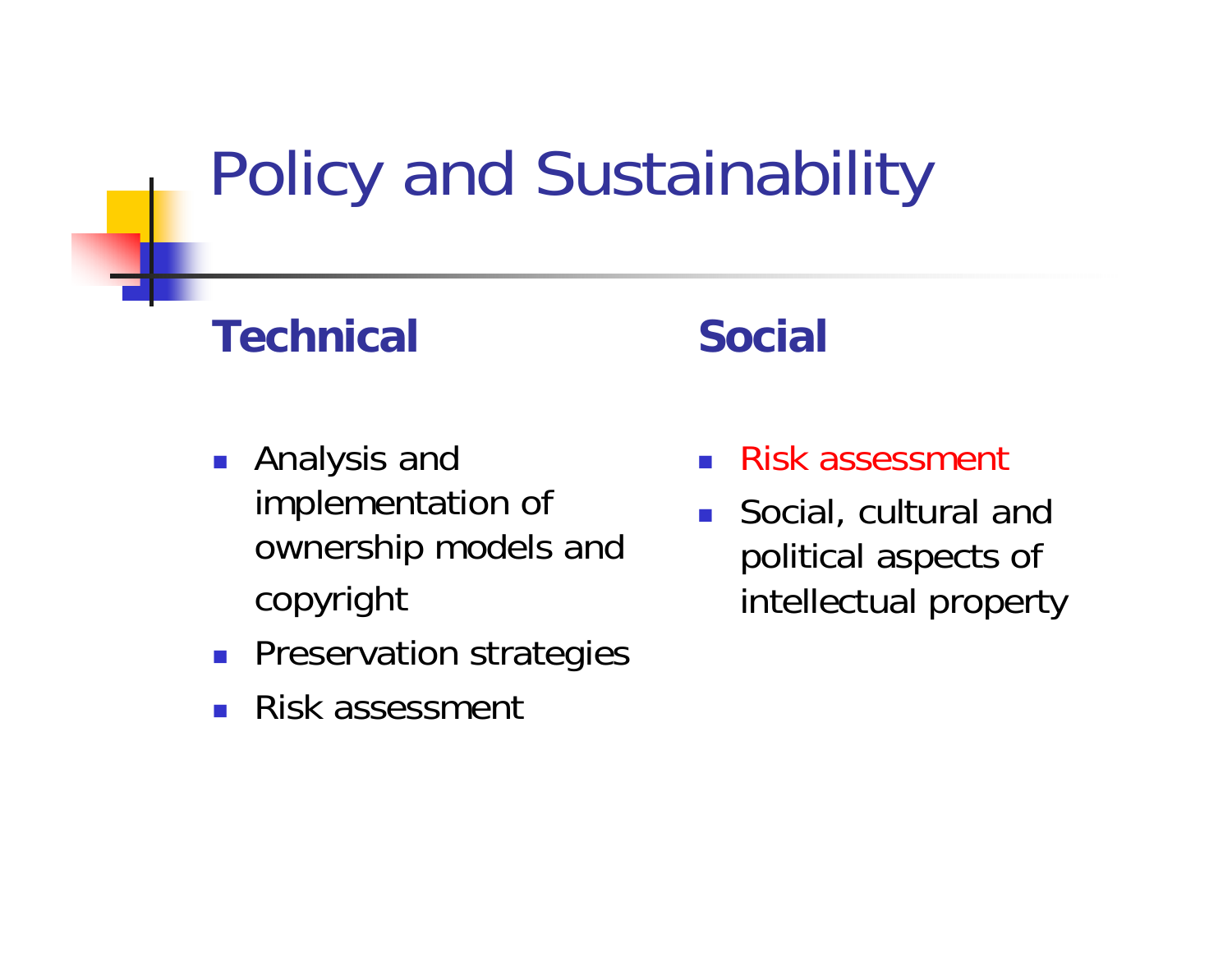# Policy and Sustainability

## Technical

- Analysis and implementation of ownership models and copyright
- Preservation strategies
- Risk assessment

## Social

- Risk assessment
- Social, cultural and political aspects of intellectual property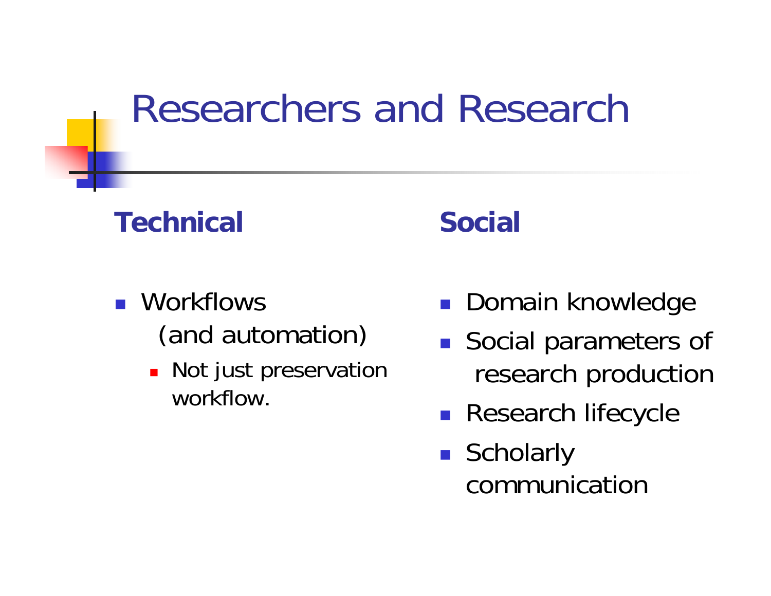# Researchers and Research

**Technical**

- Workflows
  (and automation)
  - Not just preservation workflow.

**Social**

- Domain knowledge
- Social parameters of research production
- Research lifecycle
- Scholarly communication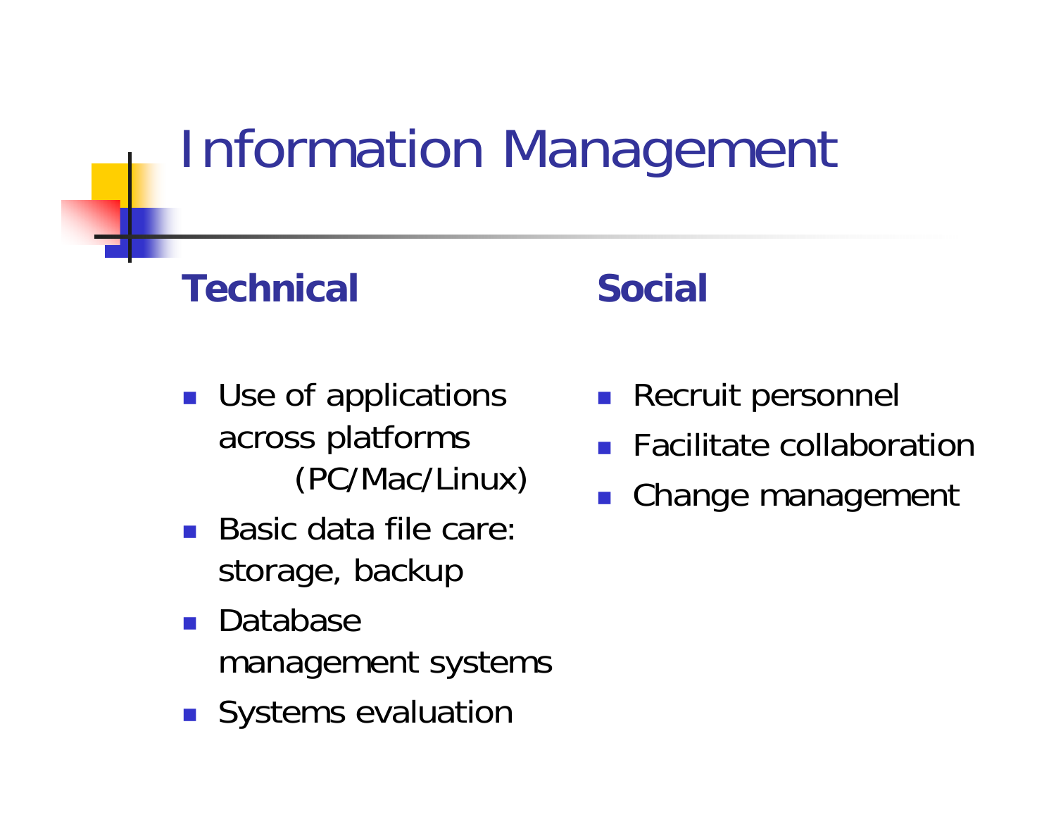# Information Management

## Technical

- Use of applications across platforms (PC/Mac/Linux)
- Basic data file care: storage, backup
- Database management systems
- Systems evaluation

## Social

- Recruit personnel
- Facilitate collaboration
- Change management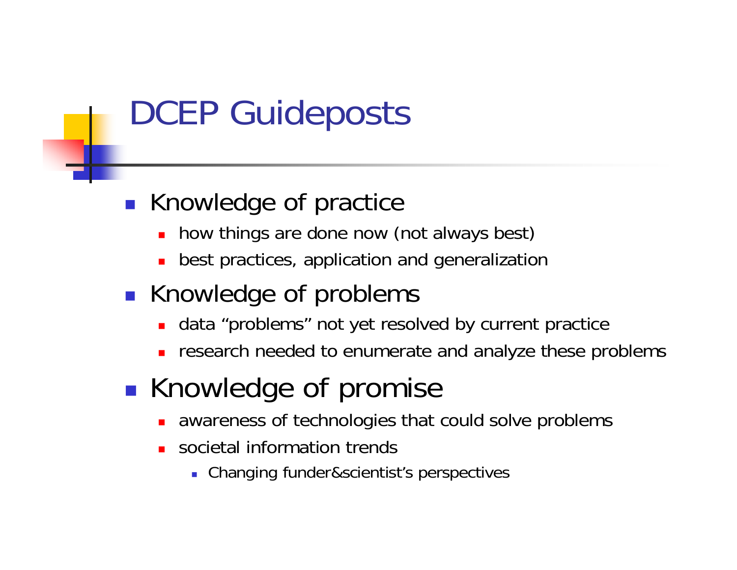# DCEP Guideposts

- Knowledge of practice
  - how things are done now (not always best)
  - best practices, application and generalization
- Knowledge of problems
  - data "problems" not yet resolved by current practice
  - research needed to enumerate and analyze these problems
- Knowledge of promise
  - awareness of technologies that could solve problems
  - societal information trends
    - Changing funder&scientist's perspectives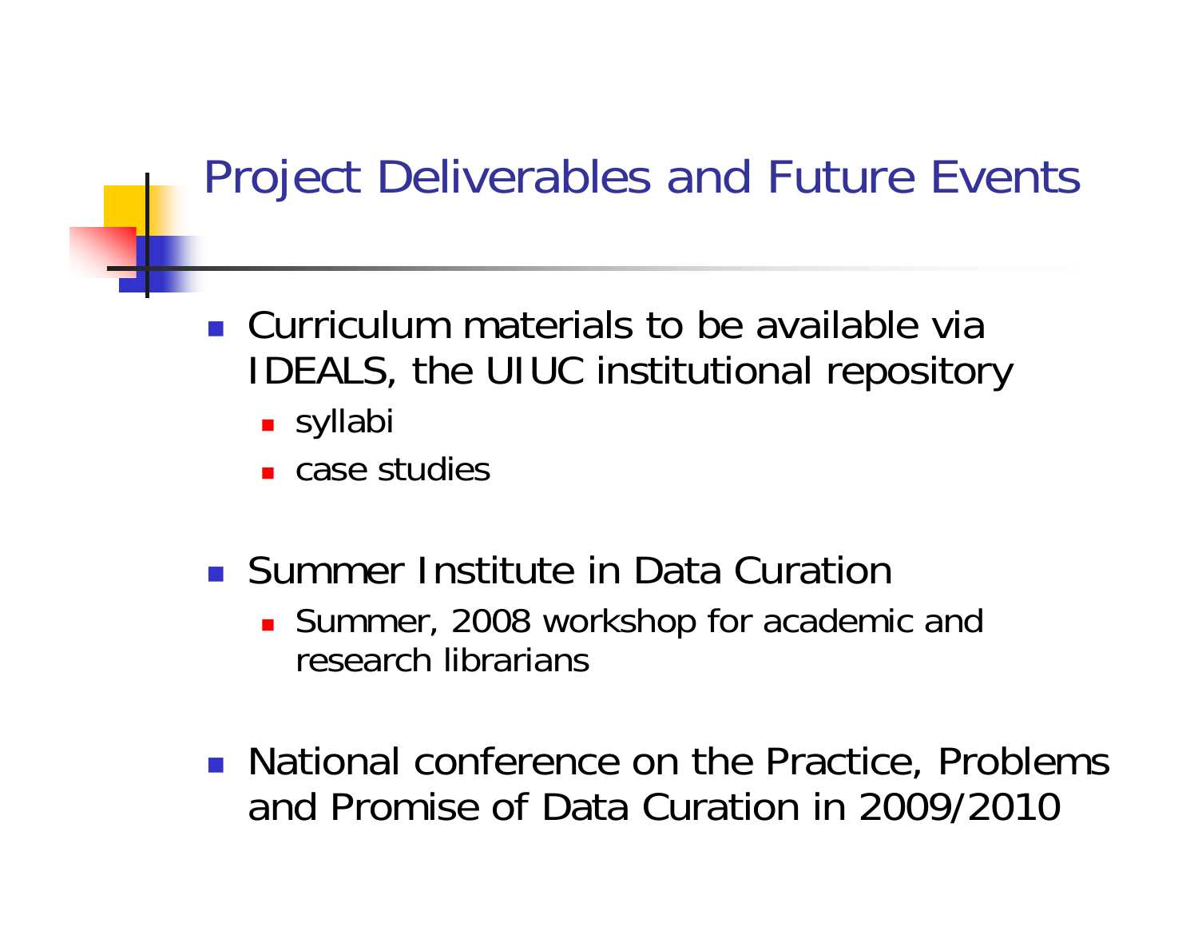# Project Deliverables and Future Events

- Curriculum materials to be available via IDEALS, the UIUC institutional repository
  - syllabi
  - case studies
- Summer Institute in Data Curation
  - Summer, 2008 workshop for academic and research librarians
- National conference on the Practice, Problems and Promise of Data Curation in 2009/2010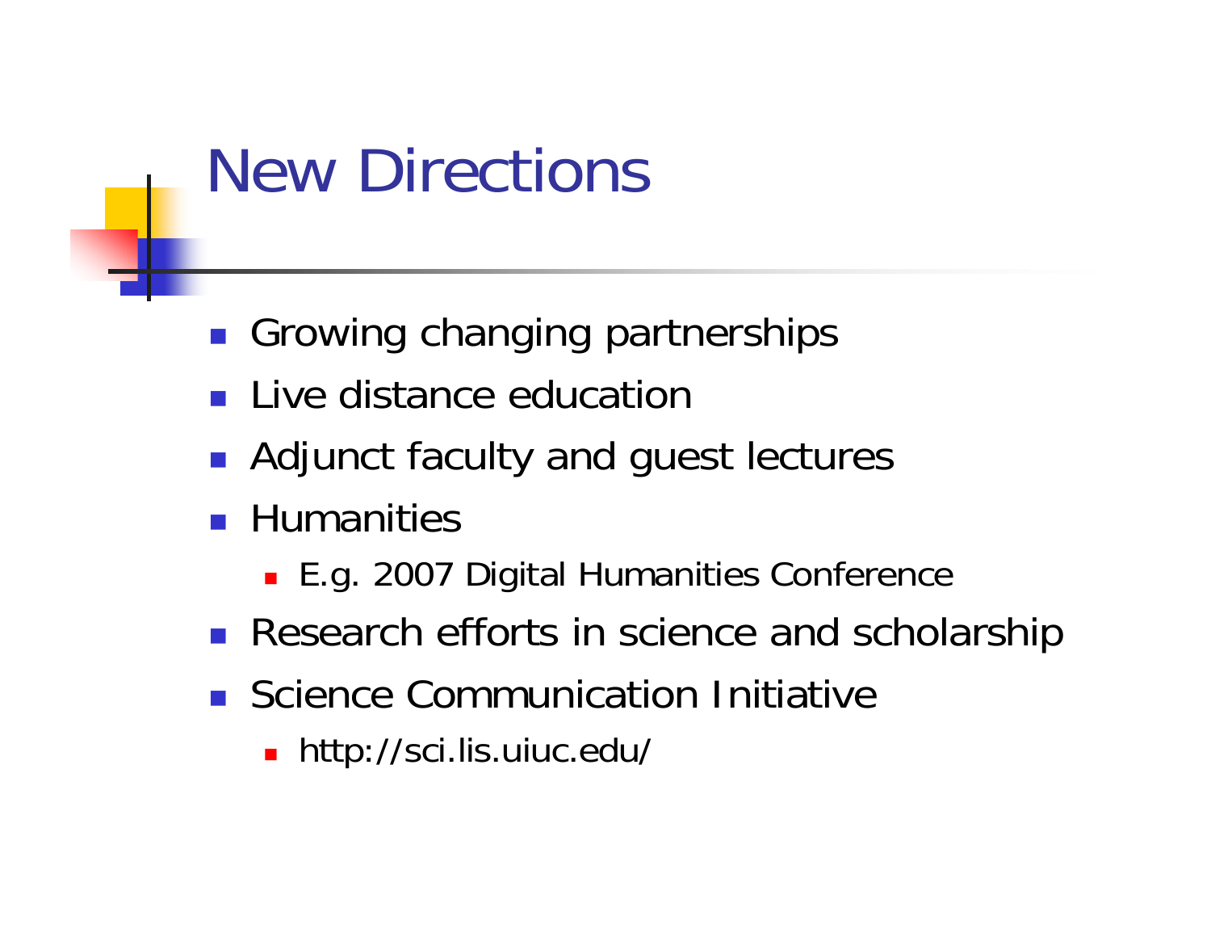# New Directions

- Growing changing partnerships
- Live distance education
- Adjunct faculty and guest lectures
- Humanities
  - E.g. 2007 Digital Humanities Conference
- Research efforts in science and scholarship
- Science Communication Initiative
  - http://sci.lis.uiuc.edu/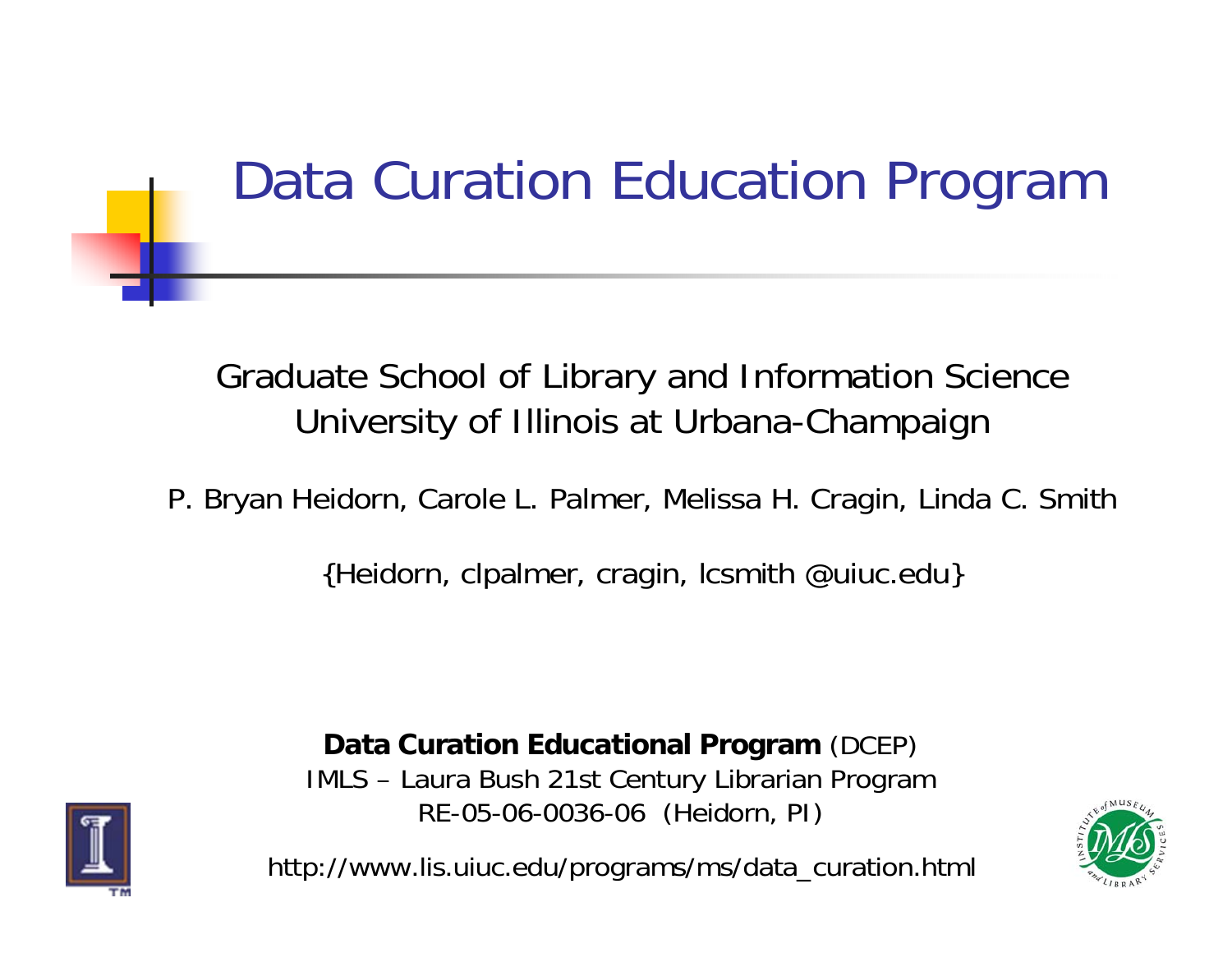# Data Curation Education Program

Graduate School of Library and Information Science
University of Illinois at Urbana-Champaign

P. Bryan Heidorn, Carole L. Palmer, Melissa H. Cragin, Linda C. Smith

{Heidorn, clpalmer, cragin, lcsmith @uiuc.edu}

**Data Curation Educational Program** (DCEP)
IMLS – Laura Bush 21st Century Librarian Program
RE-05-06-0036-06 (Heidorn, PI)

http://www.lis.uiuc.edu/programs/ms/data_curation.html